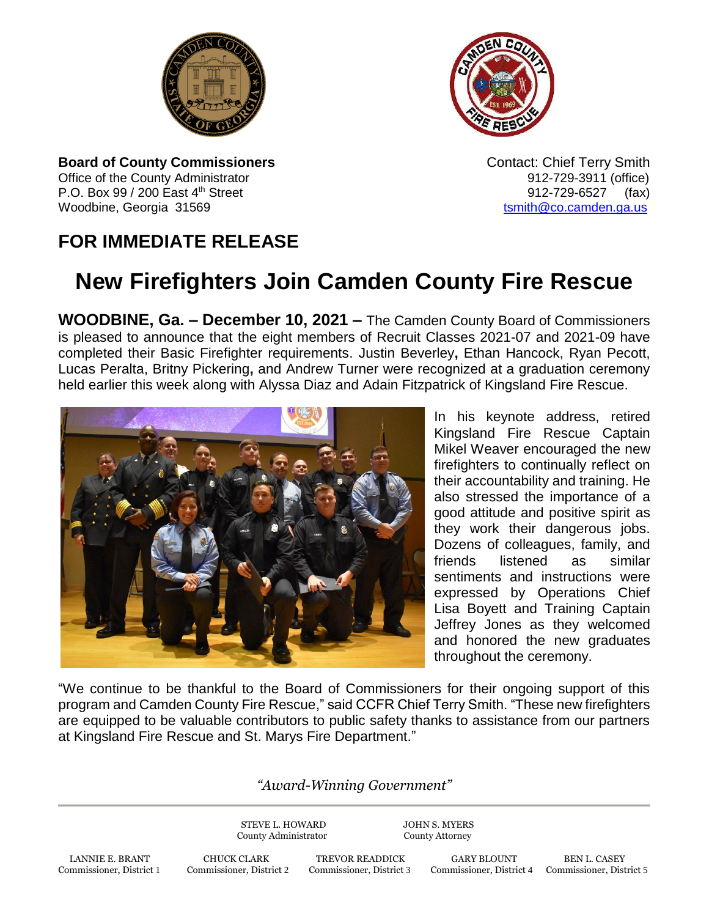**Board of County Commissioners**
Office of the County Administrator
P.O. Box 99 / 200 East 4th Street
Woodbine, Georgia 31569

Contact: Chief Terry Smith
912-729-3911 (office)
912-729-6527 (fax)
tsmith@co.camden.ga.us

## FOR IMMEDIATE RELEASE

# New Firefighters Join Camden County Fire Rescue

**WOODBINE, Ga. – December 10, 2021 –** The Camden County Board of Commissioners is pleased to announce that the eight members of Recruit Classes 2021-07 and 2021-09 have completed their Basic Firefighter requirements. Justin Beverley**,** Ethan Hancock, Ryan Pecott, Lucas Peralta, Britny Pickering**,** and Andrew Turner were recognized at a graduation ceremony held earlier this week along with Alyssa Diaz and Adain Fitzpatrick of Kingsland Fire Rescue.

In his keynote address, retired Kingsland Fire Rescue Captain Mikel Weaver encouraged the new firefighters to continually reflect on their accountability and training. He also stressed the importance of a good attitude and positive spirit as they work their dangerous jobs. Dozens of colleagues, family, and friends listened as similar sentiments and instructions were expressed by Operations Chief Lisa Boyett and Training Captain Jeffrey Jones as they welcomed and honored the new graduates throughout the ceremony.

"We continue to be thankful to the Board of Commissioners for their ongoing support of this program and Camden County Fire Rescue," said CCFR Chief Terry Smith. "These new firefighters are equipped to be valuable contributors to public safety thanks to assistance from our partners at Kingsland Fire Rescue and St. Marys Fire Department."

*"Award-Winning Government"*

STEVE L. HOWARD, County Administrator
JOHN S. MYERS, County Attorney

LANNIE E. BRANT, Commissioner, District 1
CHUCK CLARK, Commissioner, District 2
TREVOR READDICK, Commissioner, District 3
GARY BLOUNT, Commissioner, District 4
BEN L. CASEY, Commissioner, District 5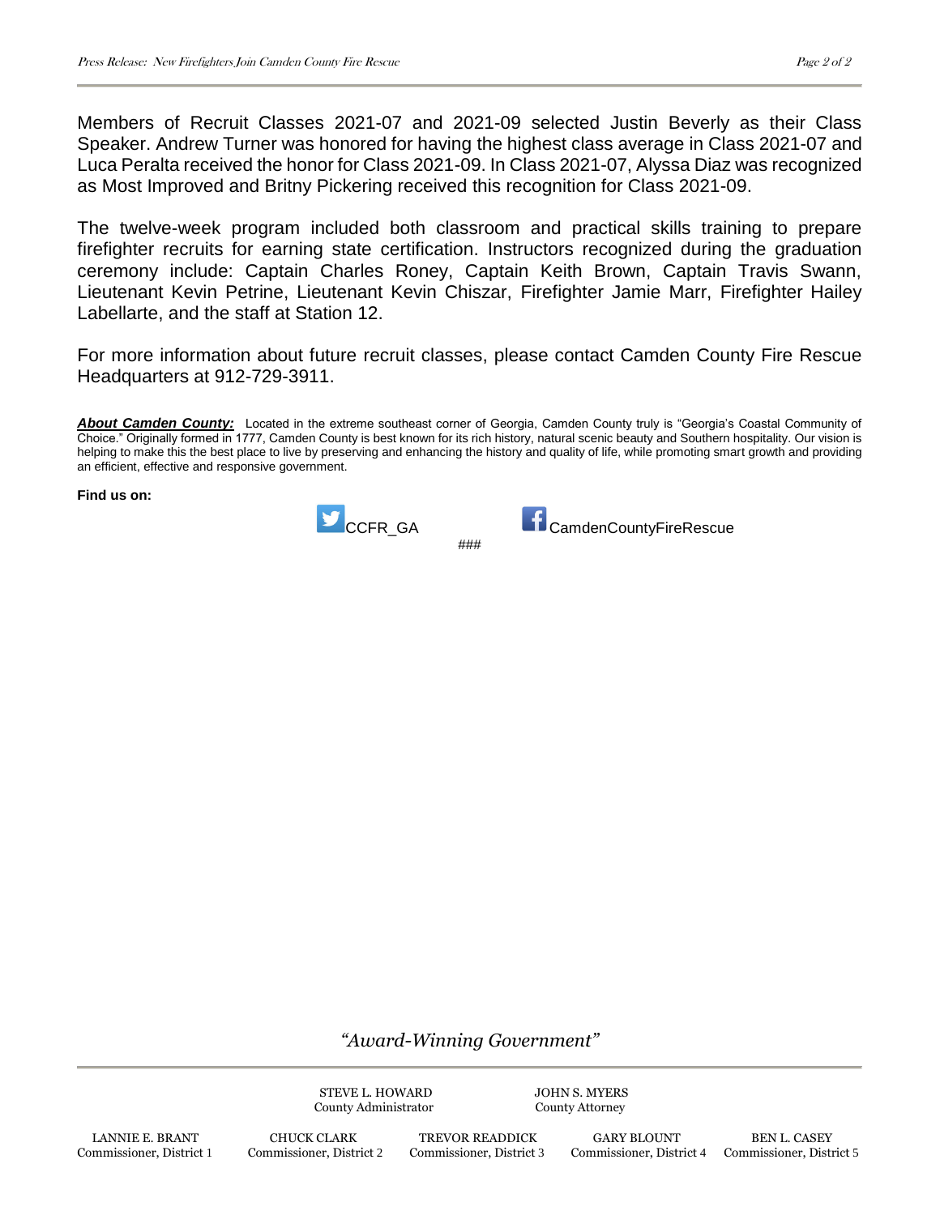Members of Recruit Classes 2021-07 and 2021-09 selected Justin Beverly as their Class Speaker. Andrew Turner was honored for having the highest class average in Class 2021-07 and Luca Peralta received the honor for Class 2021-09. In Class 2021-07, Alyssa Diaz was recognized as Most Improved and Britny Pickering received this recognition for Class 2021-09.

The twelve-week program included both classroom and practical skills training to prepare firefighter recruits for earning state certification. Instructors recognized during the graduation ceremony include: Captain Charles Roney, Captain Keith Brown, Captain Travis Swann, Lieutenant Kevin Petrine, Lieutenant Kevin Chiszar, Firefighter Jamie Marr, Firefighter Hailey Labellarte, and the staff at Station 12.

For more information about future recruit classes, please contact Camden County Fire Rescue Headquarters at 912-729-3911.

***About Camden County:*** Located in the extreme southeast corner of Georgia, Camden County truly is "Georgia's Coastal Community of Choice." Originally formed in 1777, Camden County is best known for its rich history, natural scenic beauty and Southern hospitality. Our vision is helping to make this the best place to live by preserving and enhancing the history and quality of life, while promoting smart growth and providing an efficient, effective and responsive government.

**Find us on:**

CCFR_GA CamdenCountyFireRescue

###

*"Award-Winning Government"*

STEVE L. HOWARD
County Administrator

JOHN S. MYERS
County Attorney

LANNIE E. BRANT
Commissioner, District 1

CHUCK CLARK
Commissioner, District 2

TREVOR READDICK
Commissioner, District 3

GARY BLOUNT
Commissioner, District 4

BEN L. CASEY
Commissioner, District 5